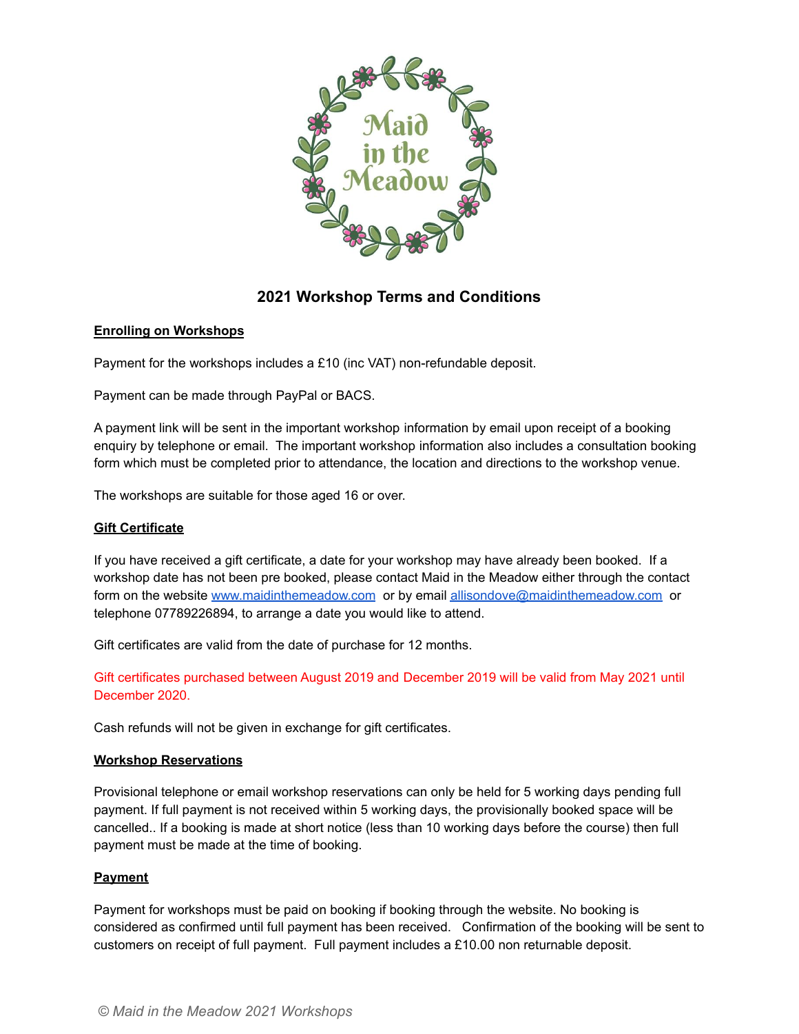Maid in the Meadow

# 2021 Workshop Terms and Conditions

**Enrolling on Workshops**

Payment for the workshops includes a £10 (inc VAT) non-refundable deposit.

Payment can be made through PayPal or BACS.

A payment link will be sent in the important workshop information by email upon receipt of a booking enquiry by telephone or email. The important workshop information also includes a consultation booking form which must be completed prior to attendance, the location and directions to the workshop venue.

The workshops are suitable for those aged 16 or over.

**Gift Certificate**

If you have received a gift certificate, a date for your workshop may have already been booked. If a workshop date has not been pre booked, please contact Maid in the Meadow either through the contact form on the website [www.maidinthemeadow.com](http://www.maidinthemeadow.com) or by email [allisondove@maidinthemeadow.com](mailto:allisondove@maidinthemeadow.com) or telephone 07789226894, to arrange a date you would like to attend.

Gift certificates are valid from the date of purchase for 12 months.

Gift certificates purchased between August 2019 and December 2019 will be valid from May 2021 until December 2020.

Cash refunds will not be given in exchange for gift certificates.

**Workshop Reservations**

Provisional telephone or email workshop reservations can only be held for 5 working days pending full payment. If full payment is not received within 5 working days, the provisionally booked space will be cancelled.. If a booking is made at short notice (less than 10 working days before the course) then full payment must be made at the time of booking.

**Payment**

Payment for workshops must be paid on booking if booking through the website. No booking is considered as confirmed until full payment has been received. Confirmation of the booking will be sent to customers on receipt of full payment. Full payment includes a £10.00 non returnable deposit.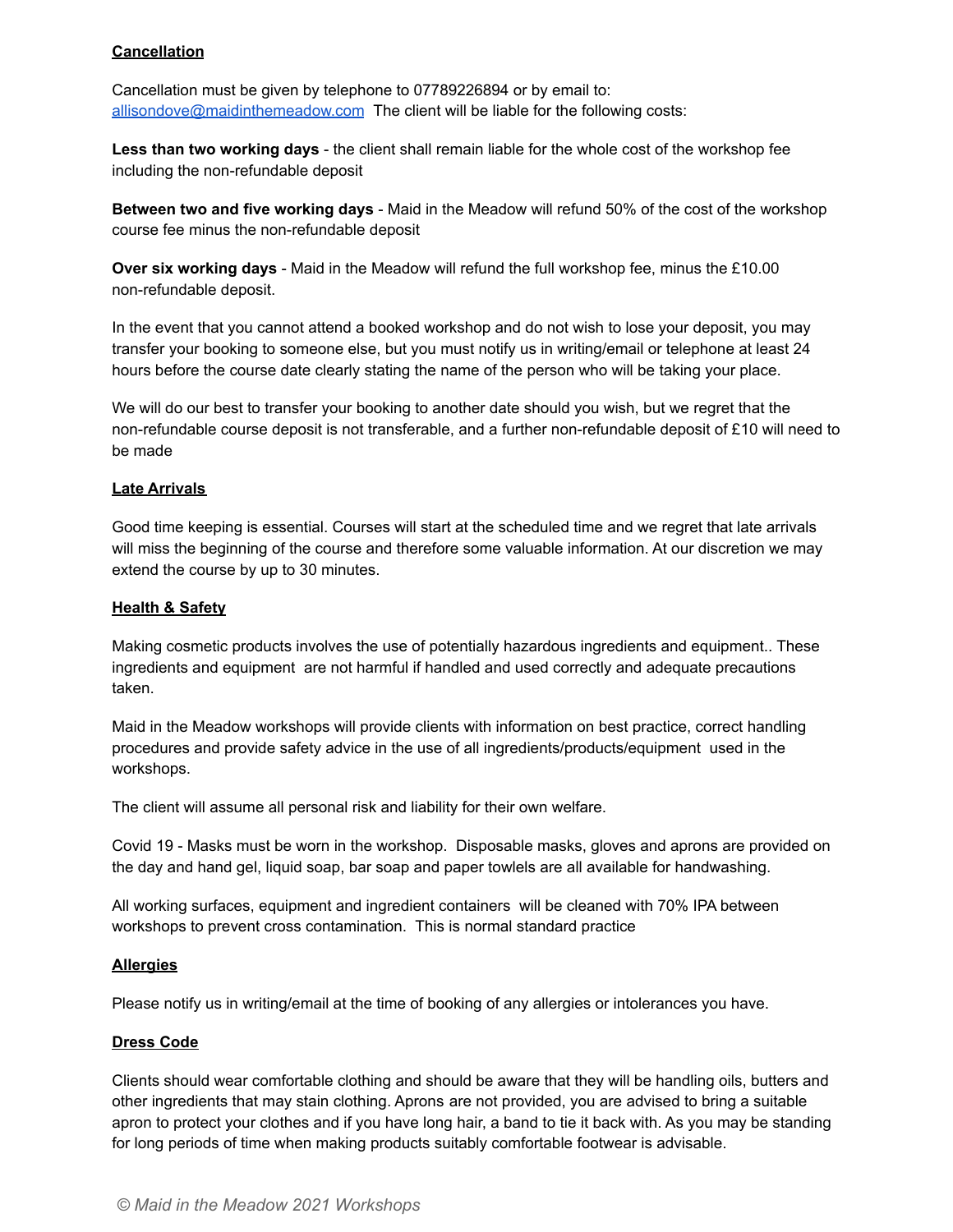**Cancellation**

Cancellation must be given by telephone to 07789226894 or by email to: allisondove@maidinthemeadow.com The client will be liable for the following costs:

**Less than two working days** - the client shall remain liable for the whole cost of the workshop fee including the non-refundable deposit

**Between two and five working days** - Maid in the Meadow will refund 50% of the cost of the workshop course fee minus the non-refundable deposit

**Over six working days** - Maid in the Meadow will refund the full workshop fee, minus the £10.00 non-refundable deposit.

In the event that you cannot attend a booked workshop and do not wish to lose your deposit, you may transfer your booking to someone else, but you must notify us in writing/email or telephone at least 24 hours before the course date clearly stating the name of the person who will be taking your place.

We will do our best to transfer your booking to another date should you wish, but we regret that the non-refundable course deposit is not transferable, and a further non-refundable deposit of £10 will need to be made

**Late Arrivals**

Good time keeping is essential. Courses will start at the scheduled time and we regret that late arrivals will miss the beginning of the course and therefore some valuable information. At our discretion we may extend the course by up to 30 minutes.

**Health & Safety**

Making cosmetic products involves the use of potentially hazardous ingredients and equipment.. These ingredients and equipment are not harmful if handled and used correctly and adequate precautions taken.

Maid in the Meadow workshops will provide clients with information on best practice, correct handling procedures and provide safety advice in the use of all ingredients/products/equipment used in the workshops.

The client will assume all personal risk and liability for their own welfare.

Covid 19 - Masks must be worn in the workshop. Disposable masks, gloves and aprons are provided on the day and hand gel, liquid soap, bar soap and paper towlels are all available for handwashing.

All working surfaces, equipment and ingredient containers will be cleaned with 70% IPA between workshops to prevent cross contamination. This is normal standard practice

**Allergies**

Please notify us in writing/email at the time of booking of any allergies or intolerances you have.

**Dress Code**

Clients should wear comfortable clothing and should be aware that they will be handling oils, butters and other ingredients that may stain clothing. Aprons are not provided, you are advised to bring a suitable apron to protect your clothes and if you have long hair, a band to tie it back with. As you may be standing for long periods of time when making products suitably comfortable footwear is advisable.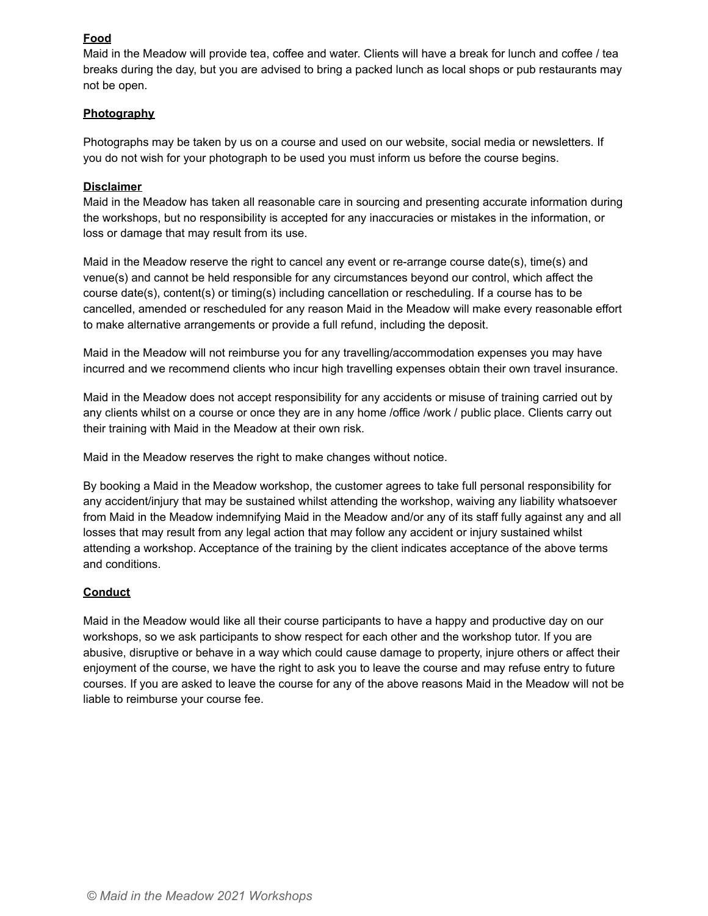**Food**
Maid in the Meadow will provide tea, coffee and water. Clients will have a break for lunch and coffee / tea breaks during the day, but you are advised to bring a packed lunch as local shops or pub restaurants may not be open.

**Photography**

Photographs may be taken by us on a course and used on our website, social media or newsletters. If you do not wish for your photograph to be used you must inform us before the course begins.

**Disclaimer**
Maid in the Meadow has taken all reasonable care in sourcing and presenting accurate information during the workshops, but no responsibility is accepted for any inaccuracies or mistakes in the information, or loss or damage that may result from its use.

Maid in the Meadow reserve the right to cancel any event or re-arrange course date(s), time(s) and venue(s) and cannot be held responsible for any circumstances beyond our control, which affect the course date(s), content(s) or timing(s) including cancellation or rescheduling. If a course has to be cancelled, amended or rescheduled for any reason Maid in the Meadow will make every reasonable effort to make alternative arrangements or provide a full refund, including the deposit.

Maid in the Meadow will not reimburse you for any travelling/accommodation expenses you may have incurred and we recommend clients who incur high travelling expenses obtain their own travel insurance.

Maid in the Meadow does not accept responsibility for any accidents or misuse of training carried out by any clients whilst on a course or once they are in any home /office /work / public place. Clients carry out their training with Maid in the Meadow at their own risk.

Maid in the Meadow reserves the right to make changes without notice.

By booking a Maid in the Meadow workshop, the customer agrees to take full personal responsibility for any accident/injury that may be sustained whilst attending the workshop, waiving any liability whatsoever from Maid in the Meadow indemnifying Maid in the Meadow and/or any of its staff fully against any and all losses that may result from any legal action that may follow any accident or injury sustained whilst attending a workshop. Acceptance of the training by the client indicates acceptance of the above terms and conditions.

**Conduct**

Maid in the Meadow would like all their course participants to have a happy and productive day on our workshops, so we ask participants to show respect for each other and the workshop tutor. If you are abusive, disruptive or behave in a way which could cause damage to property, injure others or affect their enjoyment of the course, we have the right to ask you to leave the course and may refuse entry to future courses. If you are asked to leave the course for any of the above reasons Maid in the Meadow will not be liable to reimburse your course fee.

*© Maid in the Meadow 2021 Workshops*